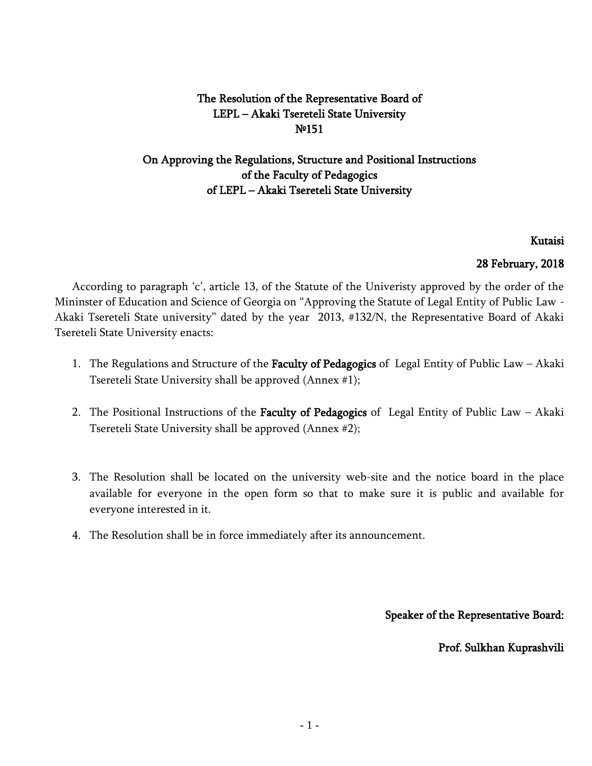# The Resolution of the Representative Board of LEPL – Akaki Tsereteli State University №151

## On Approving the Regulations, Structure and Positional Instructions of the Faculty of Pedagogics of LEPL – Akaki Tsereteli State University

**Kutaisi**

**28 February, 2018**

According to paragraph 'c', article 13, of the Statute of the Univeristy approved by the order of the Mininster of Education and Science of Georgia on "Approving the Statute of Legal Entity of Public Law - Akaki Tsereteli State university" dated by the year 2013, #132/N, the Representative Board of Akaki Tsereteli State University enacts:

1. The Regulations and Structure of the **Faculty of Pedagogics** of Legal Entity of Public Law – Akaki Tsereteli State University shall be approved (Annex #1);

2. The Positional Instructions of the **Faculty of Pedagogics** of Legal Entity of Public Law – Akaki Tsereteli State University shall be approved (Annex #2);

3. The Resolution shall be located on the university web-site and the notice board in the place available for everyone in the open form so that to make sure it is public and available for everyone interested in it.

4. The Resolution shall be in force immediately after its announcement.

**Speaker of the Representative Board:**

**Prof. Sulkhan Kuprashvili**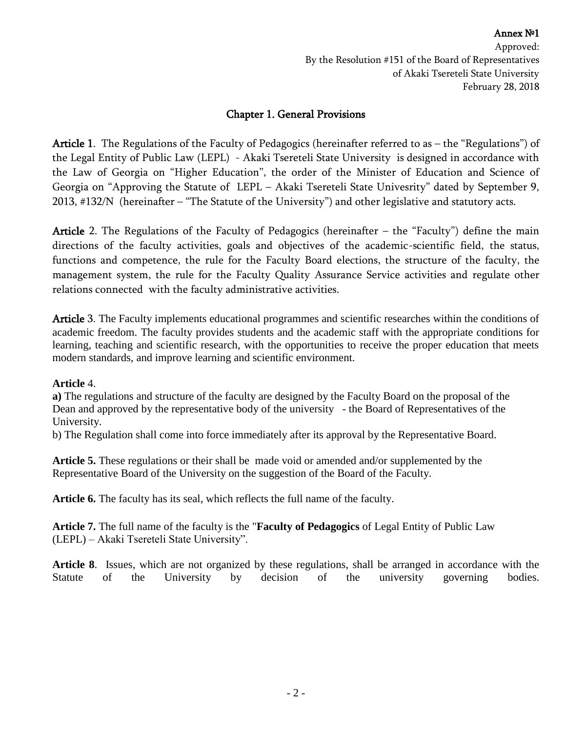**Annex №1**

Approved:
By the Resolution #151 of the Board of Representatives
of Akaki Tsereteli State University
February 28, 2018

## Chapter 1. General Provisions

**Article 1**. The Regulations of the Faculty of Pedagogics (hereinafter referred to as – the "Regulations") of the Legal Entity of Public Law (LEPL) - Akaki Tsereteli State University is designed in accordance with the Law of Georgia on "Higher Education", the order of the Minister of Education and Science of Georgia on "Approving the Statute of LEPL – Akaki Tsereteli State Univesrity" dated by September 9, 2013, #132/N (hereinafter – "The Statute of the University") and other legislative and statutory acts.

**Article** 2. The Regulations of the Faculty of Pedagogics (hereinafter – the "Faculty") define the main directions of the faculty activities, goals and objectives of the academic-scientific field, the status, functions and competence, the rule for the Faculty Board elections, the structure of the faculty, the management system, the rule for the Faculty Quality Assurance Service activities and regulate other relations connected with the faculty administrative activities.

**Article** 3. The Faculty implements educational programmes and scientific researches within the conditions of academic freedom. The faculty provides students and the academic staff with the appropriate conditions for learning, teaching and scientific research, with the opportunities to receive the proper education that meets modern standards, and improve learning and scientific environment.

**Article** 4.

**a)** The regulations and structure of the faculty are designed by the Faculty Board on the proposal of the Dean and approved by the representative body of the university - the Board of Representatives of the University.

b) The Regulation shall come into force immediately after its approval by the Representative Board.

**Article 5.** These regulations or their shall be made void or amended and/or supplemented by the Representative Board of the University on the suggestion of the Board of the Faculty.

**Article 6.** The faculty has its seal, which reflects the full name of the faculty.

**Article 7.** The full name of the faculty is the "**Faculty of Pedagogics** of Legal Entity of Public Law (LEPL) – Akaki Tsereteli State University".

**Article 8**. Issues, which are not organized by these regulations, shall be arranged in accordance with the Statute of the University by decision of the university governing bodies.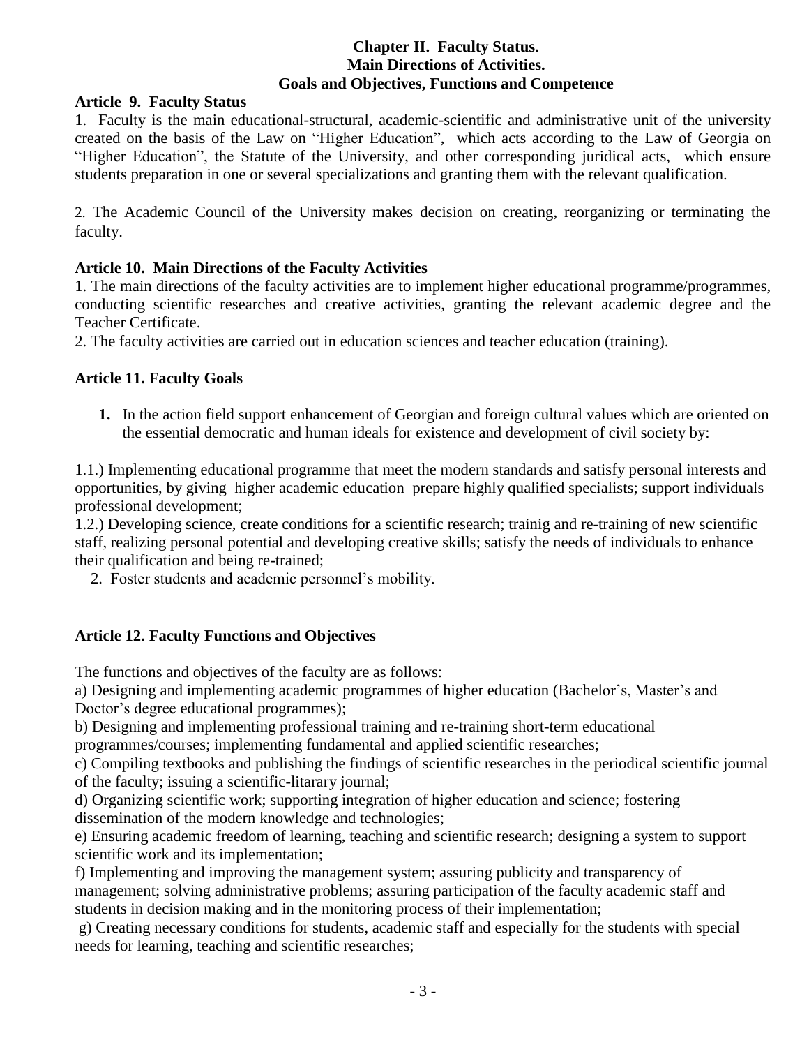## Chapter II. Faculty Status.
## Main Directions of Activities.
## Goals and Objectives, Functions and Competence

**Article 9. Faculty Status**

1. Faculty is the main educational-structural, academic-scientific and administrative unit of the university created on the basis of the Law on "Higher Education", which acts according to the Law of Georgia on "Higher Education", the Statute of the University, and other corresponding juridical acts, which ensure students preparation in one or several specializations and granting them with the relevant qualification.

2. The Academic Council of the University makes decision on creating, reorganizing or terminating the faculty.

**Article 10. Main Directions of the Faculty Activities**

1. The main directions of the faculty activities are to implement higher educational programme/programmes, conducting scientific researches and creative activities, granting the relevant academic degree and the Teacher Certificate.
2. The faculty activities are carried out in education sciences and teacher education (training).

**Article 11. Faculty Goals**

1. In the action field support enhancement of Georgian and foreign cultural values which are oriented on the essential democratic and human ideals for existence and development of civil society by:

1.1.) Implementing educational programme that meet the modern standards and satisfy personal interests and opportunities, by giving higher academic education prepare highly qualified specialists; support individuals professional development;
1.2.) Developing science, create conditions for a scientific research; trainig and re-training of new scientific staff, realizing personal potential and developing creative skills; satisfy the needs of individuals to enhance their qualification and being re-trained;

2. Foster students and academic personnel's mobility.

**Article 12. Faculty Functions and Objectives**

The functions and objectives of the faculty are as follows:

a) Designing and implementing academic programmes of higher education (Bachelor's, Master's and Doctor's degree educational programmes);
b) Designing and implementing professional training and re-training short-term educational programmes/courses; implementing fundamental and applied scientific researches;
c) Compiling textbooks and publishing the findings of scientific researches in the periodical scientific journal of the faculty; issuing a scientific-litarary journal;
d) Organizing scientific work; supporting integration of higher education and science; fostering dissemination of the modern knowledge and technologies;
e) Ensuring academic freedom of learning, teaching and scientific research; designing a system to support scientific work and its implementation;
f) Implementing and improving the management system; assuring publicity and transparency of management; solving administrative problems; assuring participation of the faculty academic staff and students in decision making and in the monitoring process of their implementation;
g) Creating necessary conditions for students, academic staff and especially for the students with special needs for learning, teaching and scientific researches;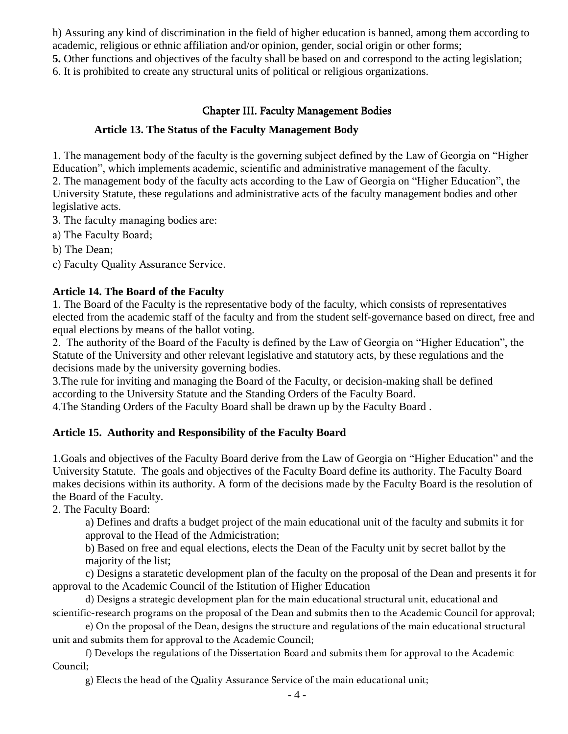h) Assuring any kind of discrimination in the field of higher education is banned, among them according to academic, religious or ethnic affiliation and/or opinion, gender, social origin or other forms;

**5.** Other functions and objectives of the faculty shall be based on and correspond to the acting legislation;

6. It is prohibited to create any structural units of political or religious organizations.

## Chapter III. Faculty Management Bodies

### Article 13. The Status of the Faculty Management Body

1. The management body of the faculty is the governing subject defined by the Law of Georgia on "Higher Education", which implements academic, scientific and administrative management of the faculty.
2. The management body of the faculty acts according to the Law of Georgia on "Higher Education", the University Statute, these regulations and administrative acts of the faculty management bodies and other legislative acts.
3. The faculty managing bodies are:

a) The Faculty Board;

b) The Dean;

c) Faculty Quality Assurance Service.

### Article 14. The Board of the Faculty

1. The Board of the Faculty is the representative body of the faculty, which consists of representatives elected from the academic staff of the faculty and from the student self-governance based on direct, free and equal elections by means of the ballot voting.
2. The authority of the Board of the Faculty is defined by the Law of Georgia on "Higher Education", the Statute of the University and other relevant legislative and statutory acts, by these regulations and the decisions made by the university governing bodies.
3. The rule for inviting and managing the Board of the Faculty, or decision-making shall be defined according to the University Statute and the Standing Orders of the Faculty Board.
4. The Standing Orders of the Faculty Board shall be drawn up by the Faculty Board .

### Article 15. Authority and Responsibility of the Faculty Board

1. Goals and objectives of the Faculty Board derive from the Law of Georgia on "Higher Education" and the University Statute. The goals and objectives of the Faculty Board define its authority. The Faculty Board makes decisions within its authority. A form of the decisions made by the Faculty Board is the resolution of the Board of the Faculty.
2. The Faculty Board:

a) Defines and drafts a budget project of the main educational unit of the faculty and submits it for approval to the Head of the Admicistration;

b) Based on free and equal elections, elects the Dean of the Faculty unit by secret ballot by the majority of the list;

c) Designs a staratetic development plan of the faculty on the proposal of the Dean and presents it for approval to the Academic Council of the Istitution of Higher Education

d) Designs a strategic development plan for the main educational structural unit, educational and scientific-research programs on the proposal of the Dean and submits then to the Academic Council for approval;

e) On the proposal of the Dean, designs the structure and regulations of the main educational structural unit and submits them for approval to the Academic Council;

f) Develops the regulations of the Dissertation Board and submits them for approval to the Academic Council;

g) Elects the head of the Quality Assurance Service of the main educational unit;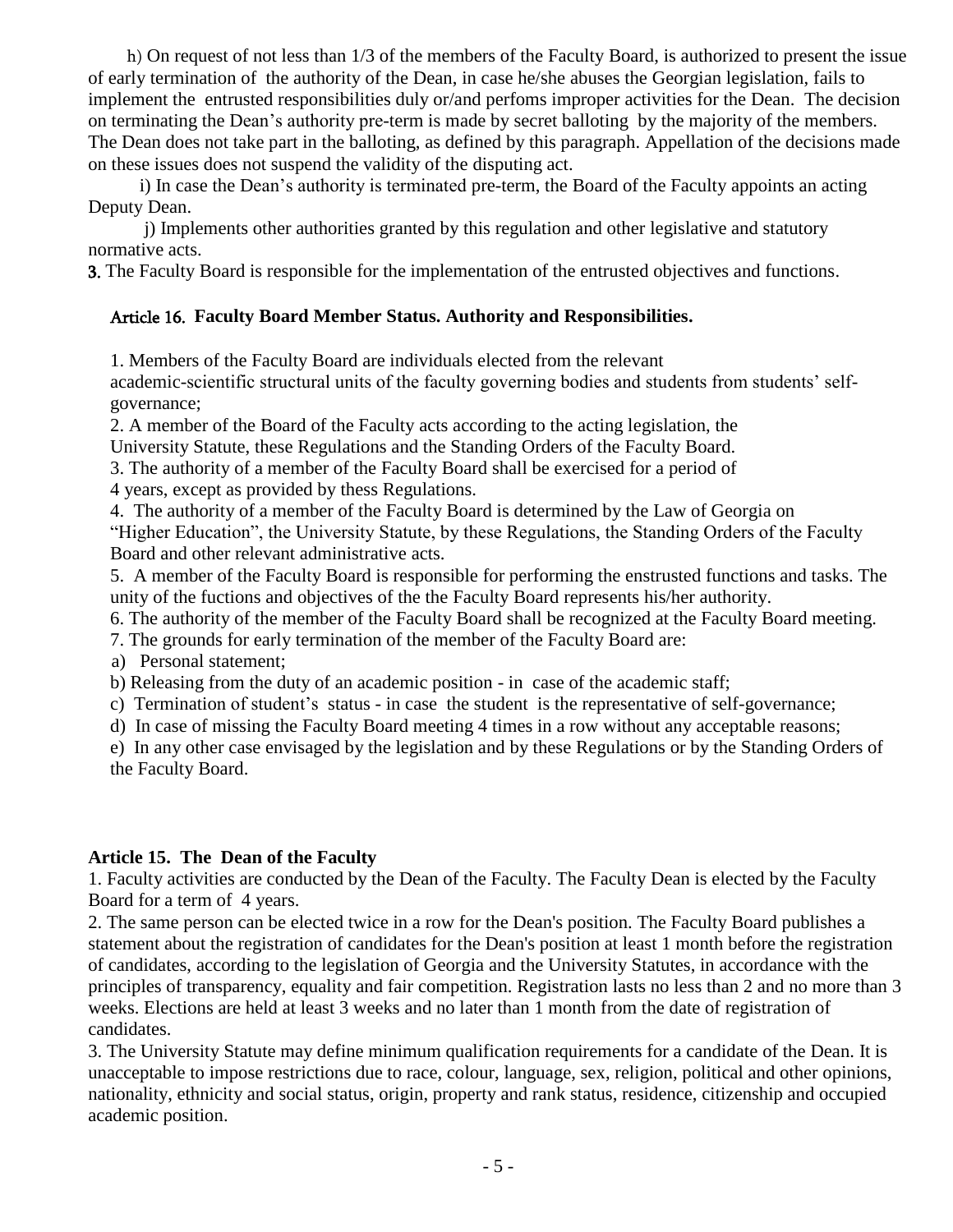h) On request of not less than 1/3 of the members of the Faculty Board, is authorized to present the issue of early termination of the authority of the Dean, in case he/she abuses the Georgian legislation, fails to implement the entrusted responsibilities duly or/and perfoms improper activities for the Dean. The decision on terminating the Dean's authority pre-term is made by secret balloting by the majority of the members. The Dean does not take part in the balloting, as defined by this paragraph. Appellation of the decisions made on these issues does not suspend the validity of the disputing act.

i) In case the Dean's authority is terminated pre-term, the Board of the Faculty appoints an acting Deputy Dean.

j) Implements other authorities granted by this regulation and other legislative and statutory normative acts.

**3.** The Faculty Board is responsible for the implementation of the entrusted objectives and functions.

### Article 16. Faculty Board Member Status. Authority and Responsibilities.

1. Members of the Faculty Board are individuals elected from the relevant academic-scientific structural units of the faculty governing bodies and students from students' self-governance;
2. A member of the Board of the Faculty acts according to the acting legislation, the University Statute, these Regulations and the Standing Orders of the Faculty Board.
3. The authority of a member of the Faculty Board shall be exercised for a period of 4 years, except as provided by thess Regulations.
4. The authority of a member of the Faculty Board is determined by the Law of Georgia on "Higher Education", the University Statute, by these Regulations, the Standing Orders of the Faculty Board and other relevant administrative acts.
5. A member of the Faculty Board is responsible for performing the enstrusted functions and tasks. The unity of the fuctions and objectives of the the Faculty Board represents his/her authority.
6. The authority of the member of the Faculty Board shall be recognized at the Faculty Board meeting.
7. The grounds for early termination of the member of the Faculty Board are:

a) Personal statement;

b) Releasing from the duty of an academic position - in case of the academic staff;

c) Termination of student's status - in case the student is the representative of self-governance;

d) In case of missing the Faculty Board meeting 4 times in a row without any acceptable reasons;

e) In any other case envisaged by the legislation and by these Regulations or by the Standing Orders of the Faculty Board.

### Article 15. The Dean of the Faculty

1. Faculty activities are conducted by the Dean of the Faculty. The Faculty Dean is elected by the Faculty Board for a term of 4 years.
2. The same person can be elected twice in a row for the Dean's position. The Faculty Board publishes a statement about the registration of candidates for the Dean's position at least 1 month before the registration of candidates, according to the legislation of Georgia and the University Statutes, in accordance with the principles of transparency, equality and fair competition. Registration lasts no less than 2 and no more than 3 weeks. Elections are held at least 3 weeks and no later than 1 month from the date of registration of candidates.
3. The University Statute may define minimum qualification requirements for a candidate of the Dean. It is unacceptable to impose restrictions due to race, colour, language, sex, religion, political and other opinions, nationality, ethnicity and social status, origin, property and rank status, residence, citizenship and occupied academic position.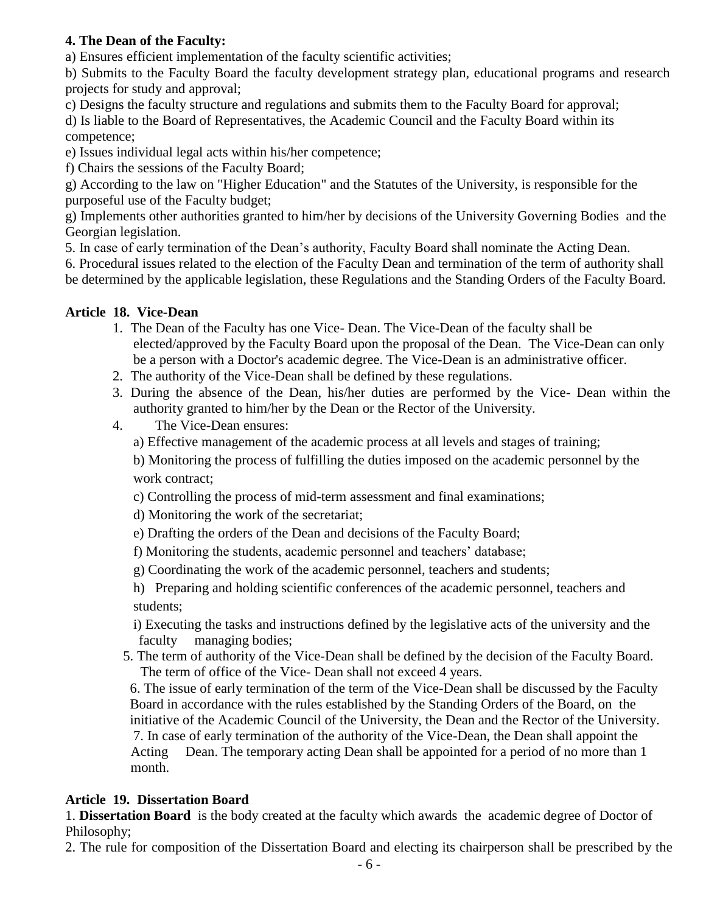**4. The Dean of the Faculty:**

a) Ensures efficient implementation of the faculty scientific activities;

b) Submits to the Faculty Board the faculty development strategy plan, educational programs and research projects for study and approval;

c) Designs the faculty structure and regulations and submits them to the Faculty Board for approval;

d) Is liable to the Board of Representatives, the Academic Council and the Faculty Board within its competence;

e) Issues individual legal acts within his/her competence;

f) Chairs the sessions of the Faculty Board;

g) According to the law on "Higher Education" and the Statutes of the University, is responsible for the purposeful use of the Faculty budget;

g) Implements other authorities granted to him/her by decisions of the University Governing Bodies and the Georgian legislation.

5. In case of early termination of the Dean's authority, Faculty Board shall nominate the Acting Dean.

6. Procedural issues related to the election of the Faculty Dean and termination of the term of authority shall be determined by the applicable legislation, these Regulations and the Standing Orders of the Faculty Board.

**Article 18. Vice-Dean**

1. The Dean of the Faculty has one Vice- Dean. The Vice-Dean of the faculty shall be elected/approved by the Faculty Board upon the proposal of the Dean. The Vice-Dean can only be a person with a Doctor's academic degree. The Vice-Dean is an administrative officer.
2. The authority of the Vice-Dean shall be defined by these regulations.
3. During the absence of the Dean, his/her duties are performed by the Vice- Dean within the authority granted to him/her by the Dean or the Rector of the University.
4. The Vice-Dean ensures:

   a) Effective management of the academic process at all levels and stages of training;

   b) Monitoring the process of fulfilling the duties imposed on the academic personnel by the work contract;

   c) Controlling the process of mid-term assessment and final examinations;

   d) Monitoring the work of the secretariat;

   e) Drafting the orders of the Dean and decisions of the Faculty Board;

   f) Monitoring the students, academic personnel and teachers' database;

   g) Coordinating the work of the academic personnel, teachers and students;

   h) Preparing and holding scientific conferences of the academic personnel, teachers and students;

   i) Executing the tasks and instructions defined by the legislative acts of the university and the faculty managing bodies;

5. The term of authority of the Vice-Dean shall be defined by the decision of the Faculty Board. The term of office of the Vice- Dean shall not exceed 4 years.
6. The issue of early termination of the term of the Vice-Dean shall be discussed by the Faculty Board in accordance with the rules established by the Standing Orders of the Board, on the initiative of the Academic Council of the University, the Dean and the Rector of the University.
7. In case of early termination of the authority of the Vice-Dean, the Dean shall appoint the Acting Dean. The temporary acting Dean shall be appointed for a period of no more than 1 month.

**Article 19. Dissertation Board**

1. **Dissertation Board** is the body created at the faculty which awards the academic degree of Doctor of Philosophy;

2. The rule for composition of the Dissertation Board and electing its chairperson shall be prescribed by the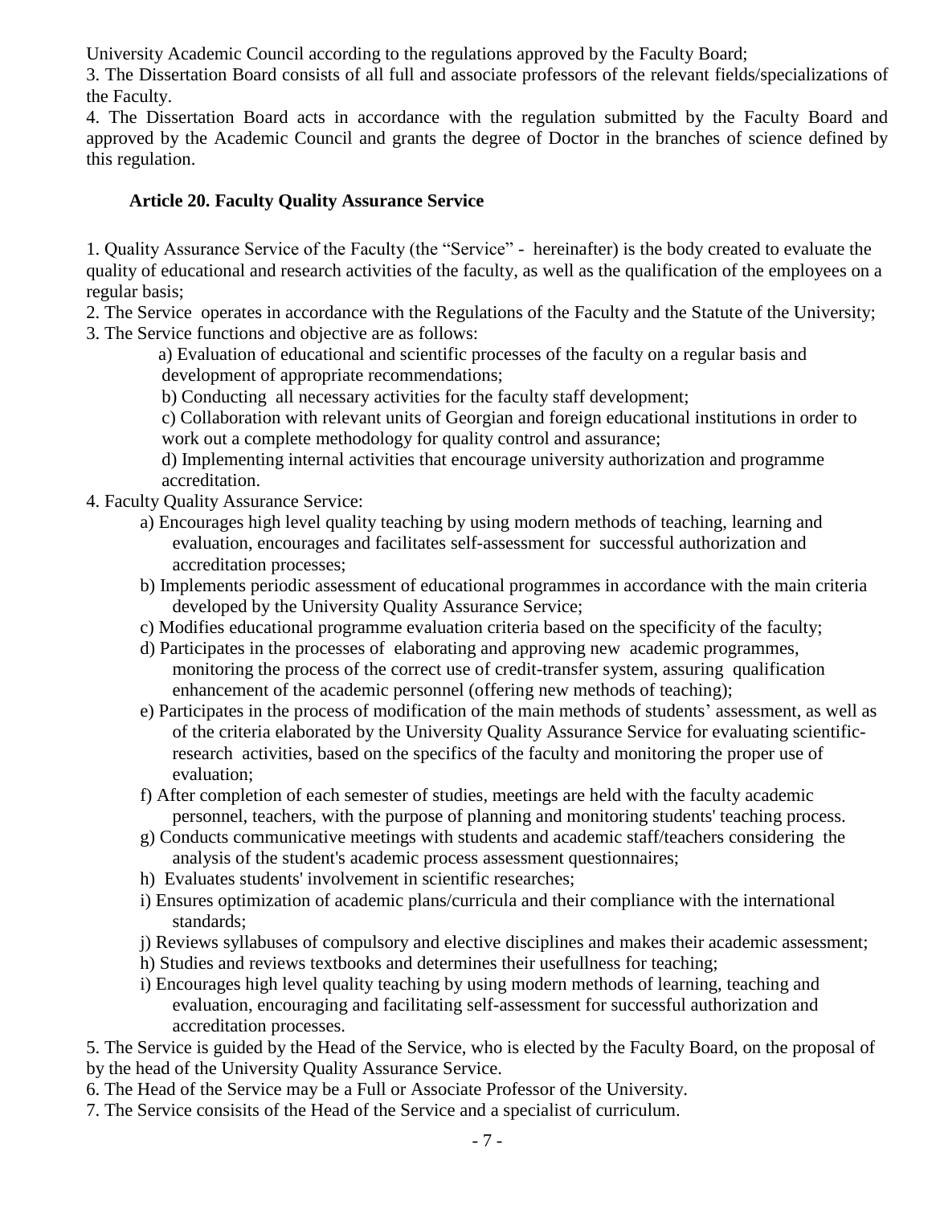University Academic Council according to the regulations approved by the Faculty Board;

3. The Dissertation Board consists of all full and associate professors of the relevant fields/specializations of the Faculty.

4. The Dissertation Board acts in accordance with the regulation submitted by the Faculty Board and approved by the Academic Council and grants the degree of Doctor in the branches of science defined by this regulation.

### Article 20. Faculty Quality Assurance Service

1. Quality Assurance Service of the Faculty (the "Service" - hereinafter) is the body created to evaluate the quality of educational and research activities of the faculty, as well as the qualification of the employees on a regular basis;
2. The Service operates in accordance with the Regulations of the Faculty and the Statute of the University;
3. The Service functions and objective are as follows:
   - a) Evaluation of educational and scientific processes of the faculty on a regular basis and development of appropriate recommendations;
   - b) Conducting all necessary activities for the faculty staff development;
   - c) Collaboration with relevant units of Georgian and foreign educational institutions in order to work out a complete methodology for quality control and assurance;
   - d) Implementing internal activities that encourage university authorization and programme accreditation.
4. Faculty Quality Assurance Service:
   - a) Encourages high level quality teaching by using modern methods of teaching, learning and evaluation, encourages and facilitates self-assessment for successful authorization and accreditation processes;
   - b) Implements periodic assessment of educational programmes in accordance with the main criteria developed by the University Quality Assurance Service;
   - c) Modifies educational programme evaluation criteria based on the specificity of the faculty;
   - d) Participates in the processes of elaborating and approving new academic programmes, monitoring the process of the correct use of credit-transfer system, assuring qualification enhancement of the academic personnel (offering new methods of teaching);
   - e) Participates in the process of modification of the main methods of students' assessment, as well as of the criteria elaborated by the University Quality Assurance Service for evaluating scientific-research activities, based on the specifics of the faculty and monitoring the proper use of evaluation;
   - f) After completion of each semester of studies, meetings are held with the faculty academic personnel, teachers, with the purpose of planning and monitoring students' teaching process.
   - g) Conducts communicative meetings with students and academic staff/teachers considering the analysis of the student's academic process assessment questionnaires;
   - h) Evaluates students' involvement in scientific researches;
   - i) Ensures optimization of academic plans/curricula and their compliance with the international standards;
   - j) Reviews syllabuses of compulsory and elective disciplines and makes their academic assessment;
   - h) Studies and reviews textbooks and determines their usefullness for teaching;
   - i) Encourages high level quality teaching by using modern methods of learning, teaching and evaluation, encouraging and facilitating self-assessment for successful authorization and accreditation processes.
5. The Service is guided by the Head of the Service, who is elected by the Faculty Board, on the proposal of by the head of the University Quality Assurance Service.
6. The Head of the Service may be a Full or Associate Professor of the University.
7. The Service consisits of the Head of the Service and a specialist of curriculum.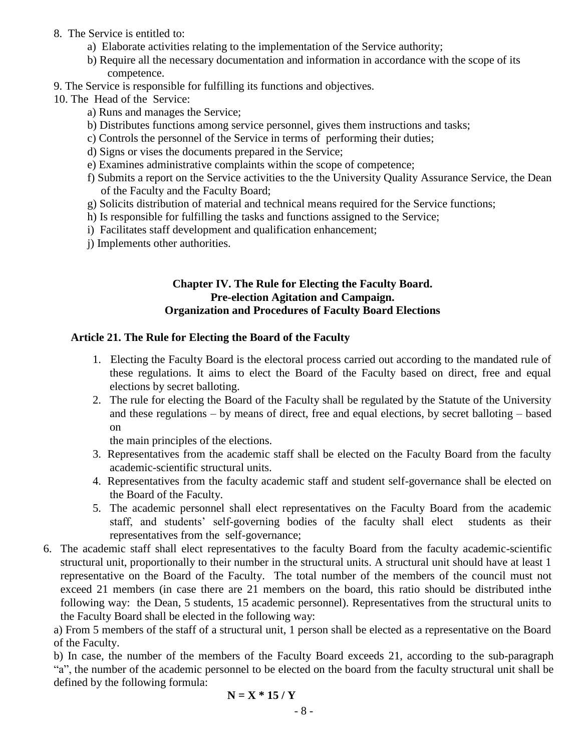8. The Service is entitled to:
   - a) Elaborate activities relating to the implementation of the Service authority;
   - b) Require all the necessary documentation and information in accordance with the scope of its competence.
9. The Service is responsible for fulfilling its functions and objectives.
10. The Head of the Service:
    - a) Runs and manages the Service;
    - b) Distributes functions among service personnel, gives them instructions and tasks;
    - c) Controls the personnel of the Service in terms of performing their duties;
    - d) Signs or vises the documents prepared in the Service;
    - e) Examines administrative complaints within the scope of competence;
    - f) Submits a report on the Service activities to the the University Quality Assurance Service, the Dean of the Faculty and the Faculty Board;
    - g) Solicits distribution of material and technical means required for the Service functions;
    - h) Is responsible for fulfilling the tasks and functions assigned to the Service;
    - i) Facilitates staff development and qualification enhancement;
    - j) Implements other authorities.

## Chapter IV. The Rule for Electing the Faculty Board. Pre-election Agitation and Campaign. Organization and Procedures of Faculty Board Elections

### Article 21. The Rule for Electing the Board of the Faculty

1. Electing the Faculty Board is the electoral process carried out according to the mandated rule of these regulations. It aims to elect the Board of the Faculty based on direct, free and equal elections by secret balloting.
2. The rule for electing the Board of the Faculty shall be regulated by the Statute of the University and these regulations – by means of direct, free and equal elections, by secret balloting – based on the main principles of the elections.
3. Representatives from the academic staff shall be elected on the Faculty Board from the faculty academic-scientific structural units.
4. Representatives from the faculty academic staff and student self-governance shall be elected on the Board of the Faculty.
5. The academic personnel shall elect representatives on the Faculty Board from the academic staff, and students' self-governing bodies of the faculty shall elect students as their representatives from the self-governance;
6. The academic staff shall elect representatives to the faculty Board from the faculty academic-scientific structural unit, proportionally to their number in the structural units. A structural unit should have at least 1 representative on the Board of the Faculty. The total number of the members of the council must not exceed 21 members (in case there are 21 members on the board, this ratio should be distributed inthe following way: the Dean, 5 students, 15 academic personnel). Representatives from the structural units to the Faculty Board shall be elected in the following way:

   a) From 5 members of the staff of a structural unit, 1 person shall be elected as a representative on the Board of the Faculty.

   b) In case, the number of the members of the Faculty Board exceeds 21, according to the sub-paragraph "a", the number of the academic personnel to be elected on the board from the faculty structural unit shall be defined by the following formula:

$$N = X * 15 / Y$$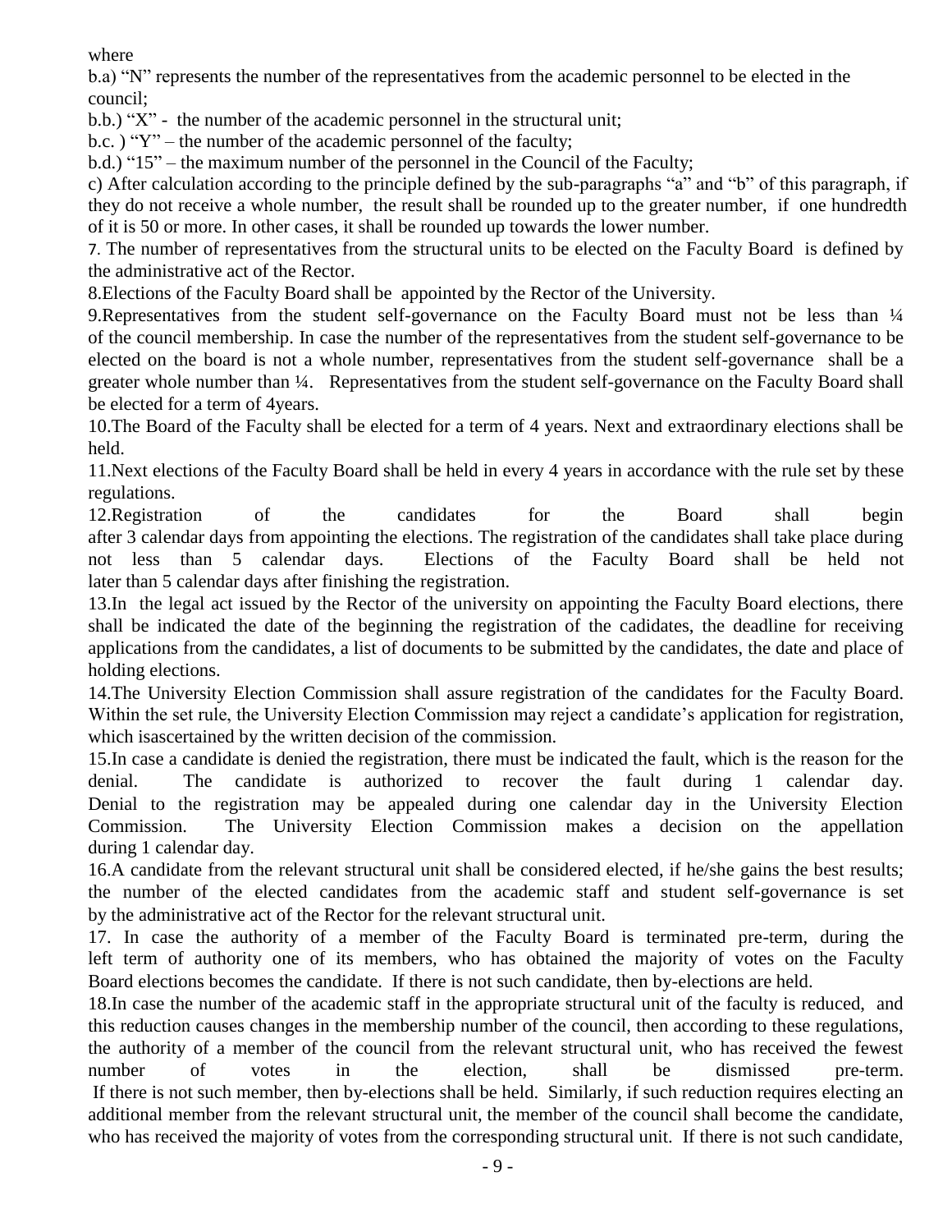where

b.a) "N" represents the number of the representatives from the academic personnel to be elected in the council;

b.b.) "X" - the number of the academic personnel in the structural unit;

b.c. ) "Y" – the number of the academic personnel of the faculty;

b.d.) "15" – the maximum number of the personnel in the Council of the Faculty;

c) After calculation according to the principle defined by the sub-paragraphs "a" and "b" of this paragraph, if they do not receive a whole number, the result shall be rounded up to the greater number, if one hundredth of it is 50 or more. In other cases, it shall be rounded up towards the lower number.

7. The number of representatives from the structural units to be elected on the Faculty Board is defined by the administrative act of the Rector.

8.Elections of the Faculty Board shall be appointed by the Rector of the University.

9.Representatives from the student self-governance on the Faculty Board must not be less than ¼ of the council membership. In case the number of the representatives from the student self-governance to be elected on the board is not a whole number, representatives from the student self-governance shall be a greater whole number than ¼. Representatives from the student self-governance on the Faculty Board shall be elected for a term of 4years.

10.The Board of the Faculty shall be elected for a term of 4 years. Next and extraordinary elections shall be held.

11.Next elections of the Faculty Board shall be held in every 4 years in accordance with the rule set by these regulations.

12.Registration of the candidates for the Board shall begin after 3 calendar days from appointing the elections. The registration of the candidates shall take place during not less than 5 calendar days. Elections of the Faculty Board shall be held not later than 5 calendar days after finishing the registration.

13.In the legal act issued by the Rector of the university on appointing the Faculty Board elections, there shall be indicated the date of the beginning the registration of the cadidates, the deadline for receiving applications from the candidates, a list of documents to be submitted by the candidates, the date and place of holding elections.

14.The University Election Commission shall assure registration of the candidates for the Faculty Board. Within the set rule, the University Election Commission may reject a candidate's application for registration, which isascertained by the written decision of the commission.

15.In case a candidate is denied the registration, there must be indicated the fault, which is the reason for the denial. The candidate is authorized to recover the fault during 1 calendar day. Denial to the registration may be appealed during one calendar day in the University Election Commission. The University Election Commission makes a decision on the appellation during 1 calendar day.

16.A candidate from the relevant structural unit shall be considered elected, if he/she gains the best results; the number of the elected candidates from the academic staff and student self-governance is set by the administrative act of the Rector for the relevant structural unit.

17. In case the authority of a member of the Faculty Board is terminated pre-term, during the left term of authority one of its members, who has obtained the majority of votes on the Faculty Board elections becomes the candidate. If there is not such candidate, then by-elections are held.

18.In case the number of the academic staff in the appropriate structural unit of the faculty is reduced, and this reduction causes changes in the membership number of the council, then according to these regulations, the authority of a member of the council from the relevant structural unit, who has received the fewest number of votes in the election, shall be dismissed pre-term. If there is not such member, then by-elections shall be held. Similarly, if such reduction requires electing an additional member from the relevant structural unit, the member of the council shall become the candidate, who has received the majority of votes from the corresponding structural unit. If there is not such candidate,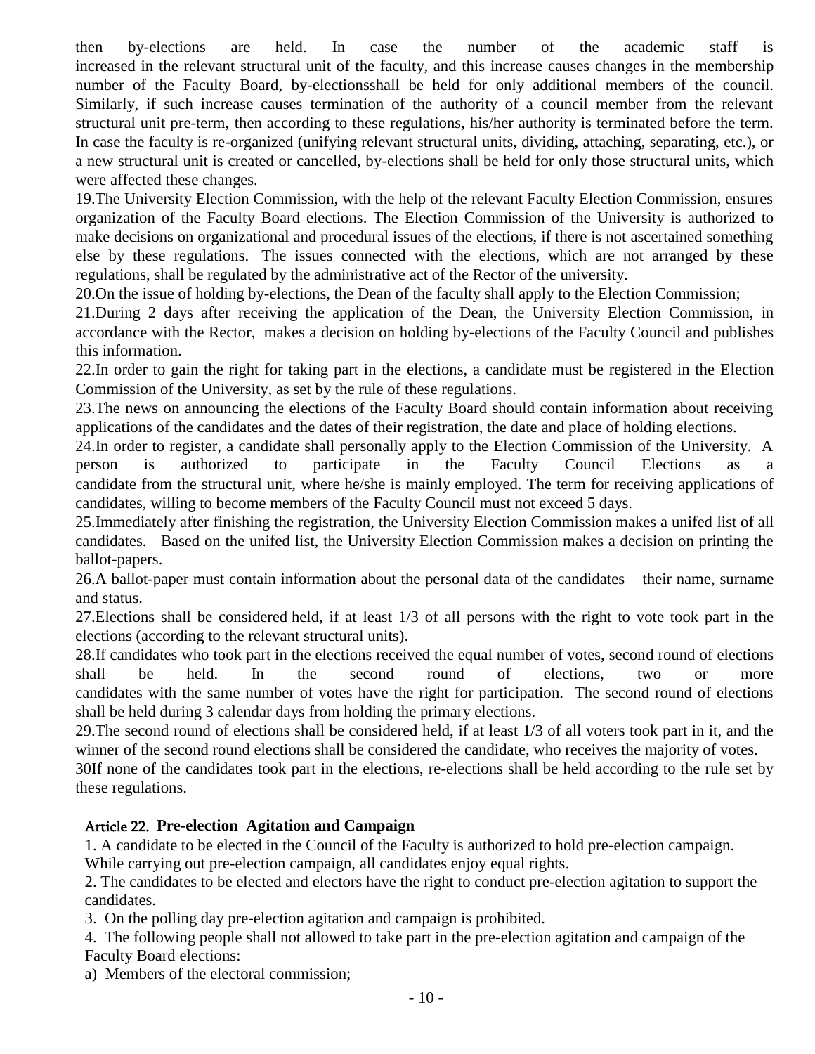then by-elections are held. In case the number of the academic staff is increased in the relevant structural unit of the faculty, and this increase causes changes in the membership number of the Faculty Board, by-electionsshall be held for only additional members of the council. Similarly, if such increase causes termination of the authority of a council member from the relevant structural unit pre-term, then according to these regulations, his/her authority is terminated before the term. In case the faculty is re-organized (unifying relevant structural units, dividing, attaching, separating, etc.), or a new structural unit is created or cancelled, by-elections shall be held for only those structural units, which were affected these changes.

19.The University Election Commission, with the help of the relevant Faculty Election Commission, ensures organization of the Faculty Board elections. The Election Commission of the University is authorized to make decisions on organizational and procedural issues of the elections, if there is not ascertained something else by these regulations. The issues connected with the elections, which are not arranged by these regulations, shall be regulated by the administrative act of the Rector of the university.

20.On the issue of holding by-elections, the Dean of the faculty shall apply to the Election Commission;

21.During 2 days after receiving the application of the Dean, the University Election Commission, in accordance with the Rector, makes a decision on holding by-elections of the Faculty Council and publishes this information.

22.In order to gain the right for taking part in the elections, a candidate must be registered in the Election Commission of the University, as set by the rule of these regulations.

23.The news on announcing the elections of the Faculty Board should contain information about receiving applications of the candidates and the dates of their registration, the date and place of holding elections.

24.In order to register, a candidate shall personally apply to the Election Commission of the University. A person is authorized to participate in the Faculty Council Elections as a candidate from the structural unit, where he/she is mainly employed. The term for receiving applications of candidates, willing to become members of the Faculty Council must not exceed 5 days.

25.Immediately after finishing the registration, the University Election Commission makes a unifed list of all candidates. Based on the unifed list, the University Election Commission makes a decision on printing the ballot-papers.

26.A ballot-paper must contain information about the personal data of the candidates – their name, surname and status.

27.Elections shall be considered held, if at least 1/3 of all persons with the right to vote took part in the elections (according to the relevant structural units).

28.If candidates who took part in the elections received the equal number of votes, second round of elections shall be held. In the second round of elections, two or more candidates with the same number of votes have the right for participation. The second round of elections shall be held during 3 calendar days from holding the primary elections.

29.The second round of elections shall be considered held, if at least 1/3 of all voters took part in it, and the winner of the second round elections shall be considered the candidate, who receives the majority of votes.

30If none of the candidates took part in the elections, re-elections shall be held according to the rule set by these regulations.

### Article 22. Pre-election Agitation and Campaign

1. A candidate to be elected in the Council of the Faculty is authorized to hold pre-election campaign. While carrying out pre-election campaign, all candidates enjoy equal rights.
2. The candidates to be elected and electors have the right to conduct pre-election agitation to support the candidates.
3. On the polling day pre-election agitation and campaign is prohibited.
4. The following people shall not allowed to take part in the pre-election agitation and campaign of the Faculty Board elections:

a) Members of the electoral commission;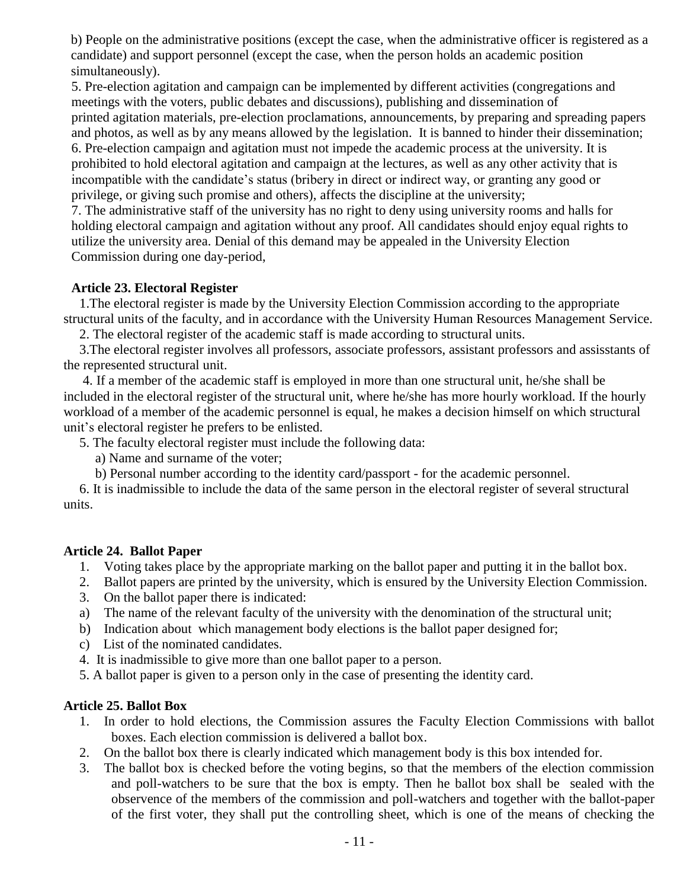b) People on the administrative positions (except the case, when the administrative officer is registered as a candidate) and support personnel (except the case, when the person holds an academic position simultaneously).

5. Pre-election agitation and campaign can be implemented by different activities (congregations and meetings with the voters, public debates and discussions), publishing and dissemination of printed agitation materials, pre-election proclamations, announcements, by preparing and spreading papers and photos, as well as by any means allowed by the legislation. It is banned to hinder their dissemination;

6. Pre-election campaign and agitation must not impede the academic process at the university. It is prohibited to hold electoral agitation and campaign at the lectures, as well as any other activity that is incompatible with the candidate's status (bribery in direct or indirect way, or granting any good or privilege, or giving such promise and others), affects the discipline at the university;

7. The administrative staff of the university has no right to deny using university rooms and halls for holding electoral campaign and agitation without any proof. All candidates should enjoy equal rights to utilize the university area. Denial of this demand may be appealed in the University Election Commission during one day-period,

**Article 23. Electoral Register**

1.The electoral register is made by the University Election Commission according to the appropriate structural units of the faculty, and in accordance with the University Human Resources Management Service.

2. The electoral register of the academic staff is made according to structural units.

3.The electoral register involves all professors, associate professors, assistant professors and assisstants of the represented structural unit.

4. If a member of the academic staff is employed in more than one structural unit, he/she shall be included in the electoral register of the structural unit, where he/she has more hourly workload. If the hourly workload of a member of the academic personnel is equal, he makes a decision himself on which structural unit's electoral register he prefers to be enlisted.

5. The faculty electoral register must include the following data:

a) Name and surname of the voter;

b) Personal number according to the identity card/passport - for the academic personnel.

6. It is inadmissible to include the data of the same person in the electoral register of several structural units.

**Article 24. Ballot Paper**

1. Voting takes place by the appropriate marking on the ballot paper and putting it in the ballot box.
2. Ballot papers are printed by the university, which is ensured by the University Election Commission.
3. On the ballot paper there is indicated:

a) The name of the relevant faculty of the university with the denomination of the structural unit;

b) Indication about which management body elections is the ballot paper designed for;

c) List of the nominated candidates.

4. It is inadmissible to give more than one ballot paper to a person.

5. A ballot paper is given to a person only in the case of presenting the identity card.

**Article 25. Ballot Box**

1. In order to hold elections, the Commission assures the Faculty Election Commissions with ballot boxes. Each election commission is delivered a ballot box.
2. On the ballot box there is clearly indicated which management body is this box intended for.
3. The ballot box is checked before the voting begins, so that the members of the election commission and poll-watchers to be sure that the box is empty. Then he ballot box shall be sealed with the observence of the members of the commission and poll-watchers and together with the ballot-paper of the first voter, they shall put the controlling sheet, which is one of the means of checking the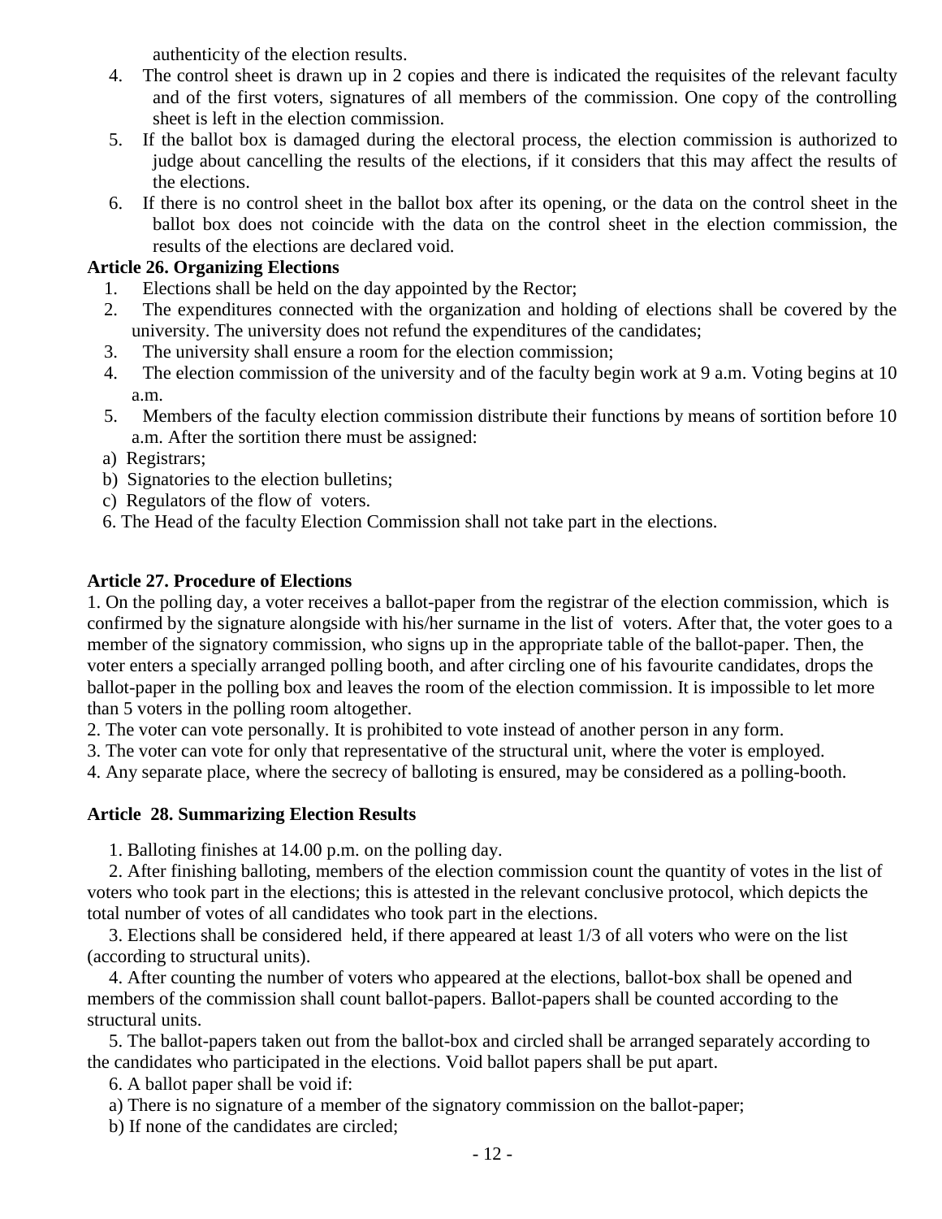authenticity of the election results.

4. The control sheet is drawn up in 2 copies and there is indicated the requisites of the relevant faculty and of the first voters, signatures of all members of the commission. One copy of the controlling sheet is left in the election commission.
5. If the ballot box is damaged during the electoral process, the election commission is authorized to judge about cancelling the results of the elections, if it considers that this may affect the results of the elections.
6. If there is no control sheet in the ballot box after its opening, or the data on the control sheet in the ballot box does not coincide with the data on the control sheet in the election commission, the results of the elections are declared void.

**Article 26. Organizing Elections**

1. Elections shall be held on the day appointed by the Rector;
2. The expenditures connected with the organization and holding of elections shall be covered by the university. The university does not refund the expenditures of the candidates;
3. The university shall ensure a room for the election commission;
4. The election commission of the university and of the faculty begin work at 9 a.m. Voting begins at 10 a.m.
5. Members of the faculty election commission distribute their functions by means of sortition before 10 a.m. After the sortition there must be assigned:

a) Registrars;
b) Signatories to the election bulletins;
c) Regulators of the flow of voters.

6. The Head of the faculty Election Commission shall not take part in the elections.

**Article 27. Procedure of Elections**

1. On the polling day, a voter receives a ballot-paper from the registrar of the election commission, which is confirmed by the signature alongside with his/her surname in the list of voters. After that, the voter goes to a member of the signatory commission, who signs up in the appropriate table of the ballot-paper. Then, the voter enters a specially arranged polling booth, and after circling one of his favourite candidates, drops the ballot-paper in the polling box and leaves the room of the election commission. It is impossible to let more than 5 voters in the polling room altogether.
2. The voter can vote personally. It is prohibited to vote instead of another person in any form.
3. The voter can vote for only that representative of the structural unit, where the voter is employed.
4. Any separate place, where the secrecy of balloting is ensured, may be considered as a polling-booth.

**Article 28. Summarizing Election Results**

1. Balloting finishes at 14.00 p.m. on the polling day.
2. After finishing balloting, members of the election commission count the quantity of votes in the list of voters who took part in the elections; this is attested in the relevant conclusive protocol, which depicts the total number of votes of all candidates who took part in the elections.
3. Elections shall be considered held, if there appeared at least 1/3 of all voters who were on the list (according to structural units).
4. After counting the number of voters who appeared at the elections, ballot-box shall be opened and members of the commission shall count ballot-papers. Ballot-papers shall be counted according to the structural units.
5. The ballot-papers taken out from the ballot-box and circled shall be arranged separately according to the candidates who participated in the elections. Void ballot papers shall be put apart.
6. A ballot paper shall be void if:

a) There is no signature of a member of the signatory commission on the ballot-paper;
b) If none of the candidates are circled;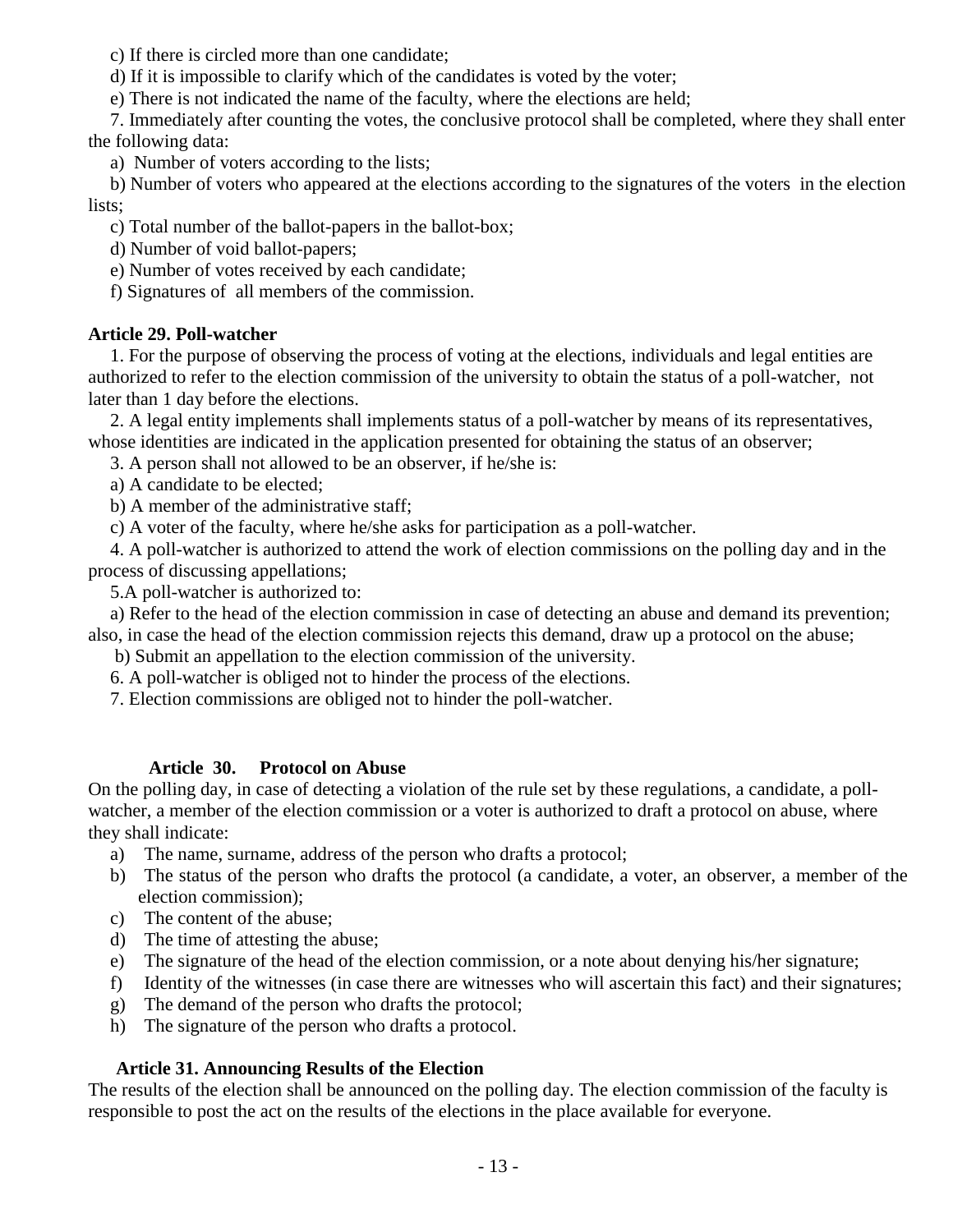c) If there is circled more than one candidate;

d) If it is impossible to clarify which of the candidates is voted by the voter;

e) There is not indicated the name of the faculty, where the elections are held;

7. Immediately after counting the votes, the conclusive protocol shall be completed, where they shall enter the following data:

a) Number of voters according to the lists;

b) Number of voters who appeared at the elections according to the signatures of the voters in the election lists;

c) Total number of the ballot-papers in the ballot-box;

d) Number of void ballot-papers;

e) Number of votes received by each candidate;

f) Signatures of all members of the commission.

**Article 29. Poll-watcher**

1. For the purpose of observing the process of voting at the elections, individuals and legal entities are authorized to refer to the election commission of the university to obtain the status of a poll-watcher, not later than 1 day before the elections.

2. A legal entity implements shall implements status of a poll-watcher by means of its representatives, whose identities are indicated in the application presented for obtaining the status of an observer;

3. A person shall not allowed to be an observer, if he/she is:

a) A candidate to be elected;

b) A member of the administrative staff;

c) A voter of the faculty, where he/she asks for participation as a poll-watcher.

4. A poll-watcher is authorized to attend the work of election commissions on the polling day and in the process of discussing appellations;

5.A poll-watcher is authorized to:

a) Refer to the head of the election commission in case of detecting an abuse and demand its prevention; also, in case the head of the election commission rejects this demand, draw up a protocol on the abuse;

b) Submit an appellation to the election commission of the university.

6. A poll-watcher is obliged not to hinder the process of the elections.

7. Election commissions are obliged not to hinder the poll-watcher.

**Article 30. Protocol on Abuse**

On the polling day, in case of detecting a violation of the rule set by these regulations, a candidate, a poll-watcher, a member of the election commission or a voter is authorized to draft a protocol on abuse, where they shall indicate:

a) The name, surname, address of the person who drafts a protocol;
b) The status of the person who drafts the protocol (a candidate, a voter, an observer, a member of the election commission);
c) The content of the abuse;
d) The time of attesting the abuse;
e) The signature of the head of the election commission, or a note about denying his/her signature;
f) Identity of the witnesses (in case there are witnesses who will ascertain this fact) and their signatures;
g) The demand of the person who drafts the protocol;
h) The signature of the person who drafts a protocol.

**Article 31. Announcing Results of the Election**

The results of the election shall be announced on the polling day. The election commission of the faculty is responsible to post the act on the results of the elections in the place available for everyone.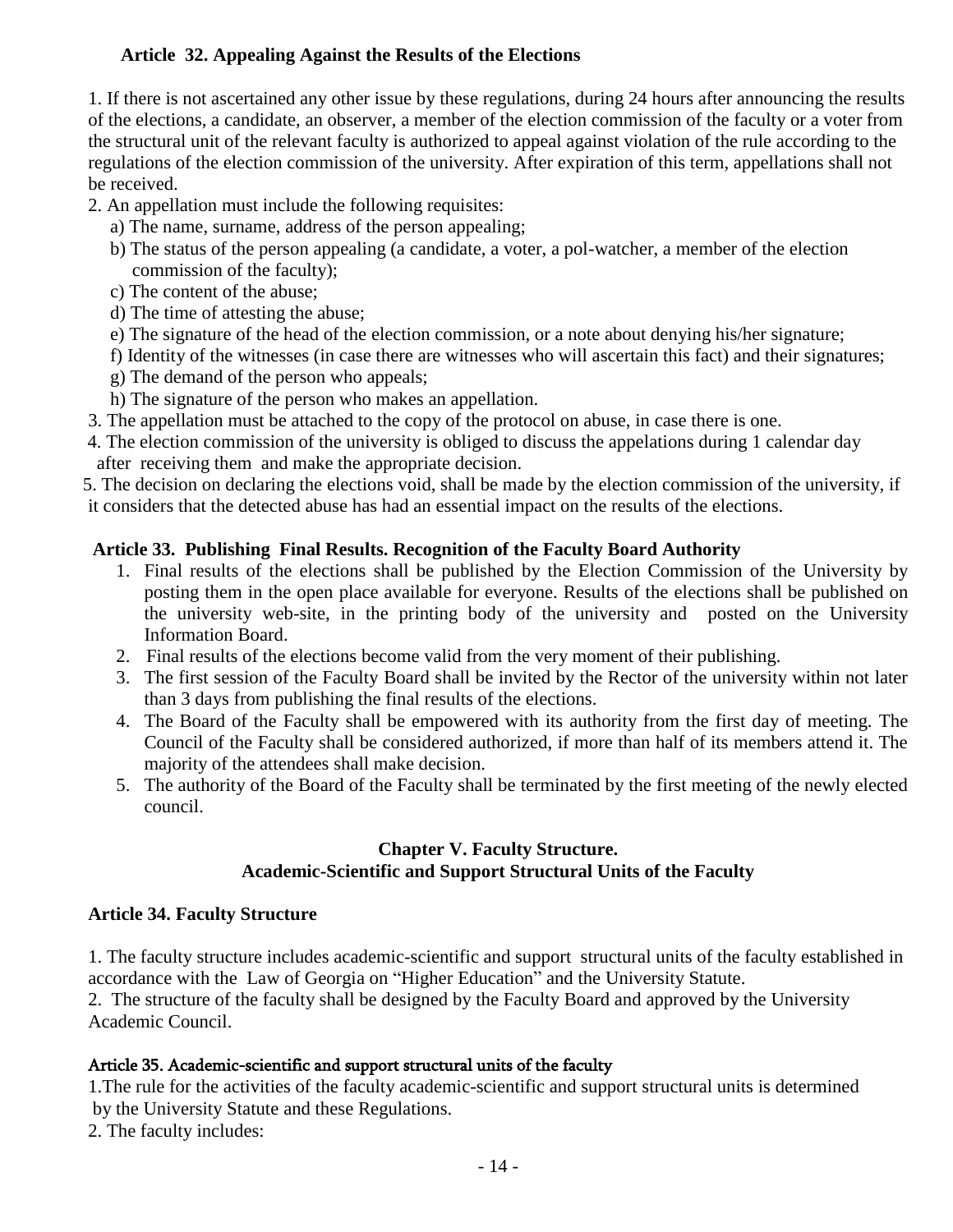### Article 32. Appealing Against the Results of the Elections

1. If there is not ascertained any other issue by these regulations, during 24 hours after announcing the results of the elections, a candidate, an observer, a member of the election commission of the faculty or a voter from the structural unit of the relevant faculty is authorized to appeal against violation of the rule according to the regulations of the election commission of the university. After expiration of this term, appellations shall not be received.
2. An appellation must include the following requisites:
   a) The name, surname, address of the person appealing;
   b) The status of the person appealing (a candidate, a voter, a pol-watcher, a member of the election commission of the faculty);
   c) The content of the abuse;
   d) The time of attesting the abuse;
   e) The signature of the head of the election commission, or a note about denying his/her signature;
   f) Identity of the witnesses (in case there are witnesses who will ascertain this fact) and their signatures;
   g) The demand of the person who appeals;
   h) The signature of the person who makes an appellation.
3. The appellation must be attached to the copy of the protocol on abuse, in case there is one.
4. The election commission of the university is obliged to discuss the appelations during 1 calendar day after receiving them and make the appropriate decision.
5. The decision on declaring the elections void, shall be made by the election commission of the university, if it considers that the detected abuse has had an essential impact on the results of the elections.

### Article 33. Publishing Final Results. Recognition of the Faculty Board Authority

1. Final results of the elections shall be published by the Election Commission of the University by posting them in the open place available for everyone. Results of the elections shall be published on the university web-site, in the printing body of the university and posted on the University Information Board.
2. Final results of the elections become valid from the very moment of their publishing.
3. The first session of the Faculty Board shall be invited by the Rector of the university within not later than 3 days from publishing the final results of the elections.
4. The Board of the Faculty shall be empowered with its authority from the first day of meeting. The Council of the Faculty shall be considered authorized, if more than half of its members attend it. The majority of the attendees shall make decision.
5. The authority of the Board of the Faculty shall be terminated by the first meeting of the newly elected council.

## Chapter V. Faculty Structure. Academic-Scientific and Support Structural Units of the Faculty

### Article 34. Faculty Structure

1. The faculty structure includes academic-scientific and support structural units of the faculty established in accordance with the Law of Georgia on "Higher Education" and the University Statute.
2. The structure of the faculty shall be designed by the Faculty Board and approved by the University Academic Council.

### Article 35. Academic-scientific and support structural units of the faculty

1. The rule for the activities of the faculty academic-scientific and support structural units is determined by the University Statute and these Regulations.
2. The faculty includes: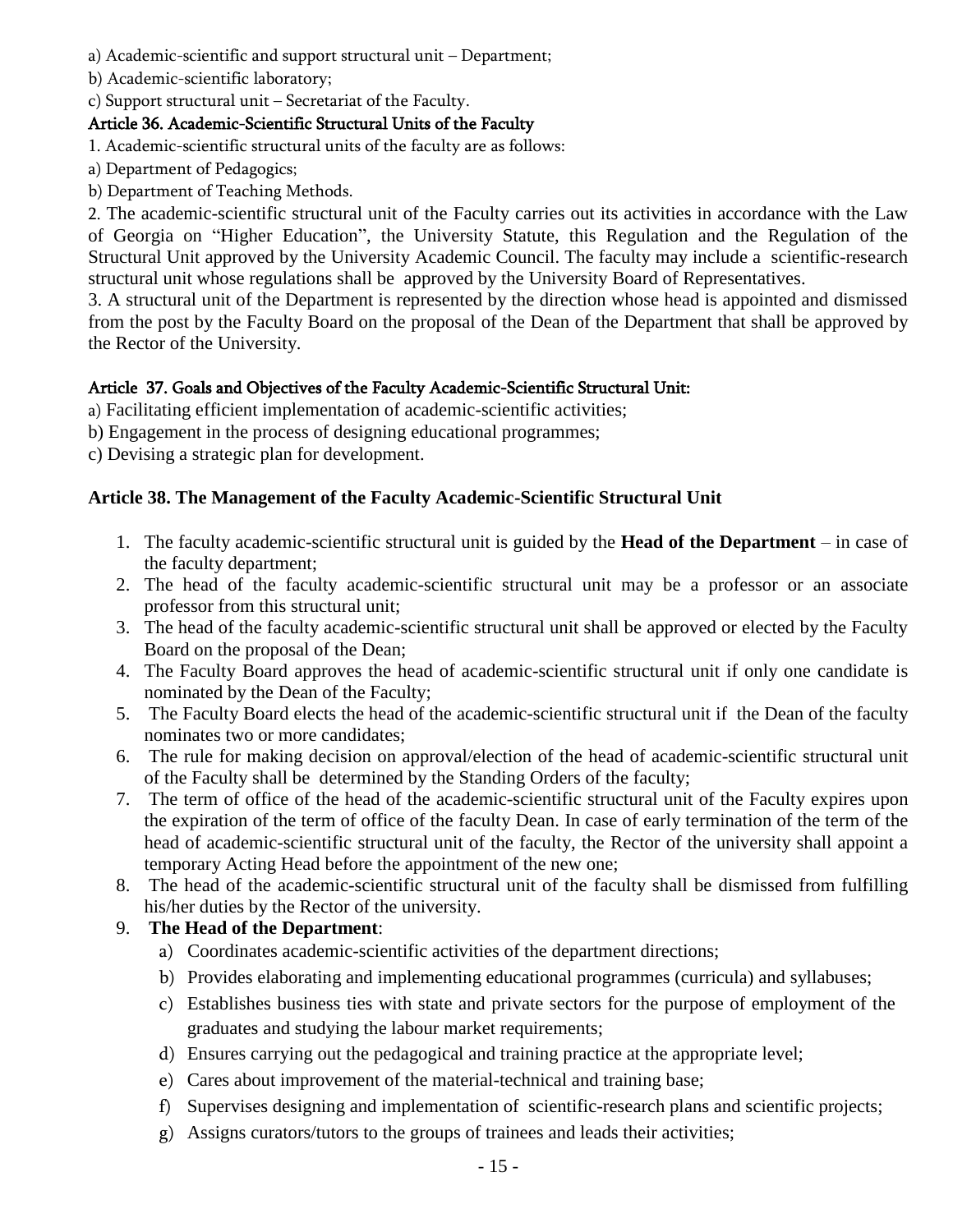a) Academic-scientific and support structural unit – Department;

b) Academic-scientific laboratory;

c) Support structural unit – Secretariat of the Faculty.

### Article 36. Academic-Scientific Structural Units of the Faculty

1. Academic-scientific structural units of the faculty are as follows:

a) Department of Pedagogics;

b) Department of Teaching Methods.

2. The academic-scientific structural unit of the Faculty carries out its activities in accordance with the Law of Georgia on "Higher Education", the University Statute, this Regulation and the Regulation of the Structural Unit approved by the University Academic Council. The faculty may include a scientific-research structural unit whose regulations shall be approved by the University Board of Representatives.

3. A structural unit of the Department is represented by the direction whose head is appointed and dismissed from the post by the Faculty Board on the proposal of the Dean of the Department that shall be approved by the Rector of the University.

### Article 37. Goals and Objectives of the Faculty Academic-Scientific Structural Unit:

a) Facilitating efficient implementation of academic-scientific activities;

b) Engagement in the process of designing educational programmes;

c) Devising a strategic plan for development.

### Article 38. The Management of the Faculty Academic-Scientific Structural Unit

1. The faculty academic-scientific structural unit is guided by the **Head of the Department** – in case of the faculty department;
2. The head of the faculty academic-scientific structural unit may be a professor or an associate professor from this structural unit;
3. The head of the faculty academic-scientific structural unit shall be approved or elected by the Faculty Board on the proposal of the Dean;
4. The Faculty Board approves the head of academic-scientific structural unit if only one candidate is nominated by the Dean of the Faculty;
5. The Faculty Board elects the head of the academic-scientific structural unit if the Dean of the faculty nominates two or more candidates;
6. The rule for making decision on approval/election of the head of academic-scientific structural unit of the Faculty shall be determined by the Standing Orders of the faculty;
7. The term of office of the head of the academic-scientific structural unit of the Faculty expires upon the expiration of the term of office of the faculty Dean. In case of early termination of the term of the head of academic-scientific structural unit of the faculty, the Rector of the university shall appoint a temporary Acting Head before the appointment of the new one;
8. The head of the academic-scientific structural unit of the faculty shall be dismissed from fulfilling his/her duties by the Rector of the university.
9. **The Head of the Department**:
   a) Coordinates academic-scientific activities of the department directions;
   b) Provides elaborating and implementing educational programmes (curricula) and syllabuses;
   c) Establishes business ties with state and private sectors for the purpose of employment of the graduates and studying the labour market requirements;
   d) Ensures carrying out the pedagogical and training practice at the appropriate level;
   e) Cares about improvement of the material-technical and training base;
   f) Supervises designing and implementation of scientific-research plans and scientific projects;
   g) Assigns curators/tutors to the groups of trainees and leads their activities;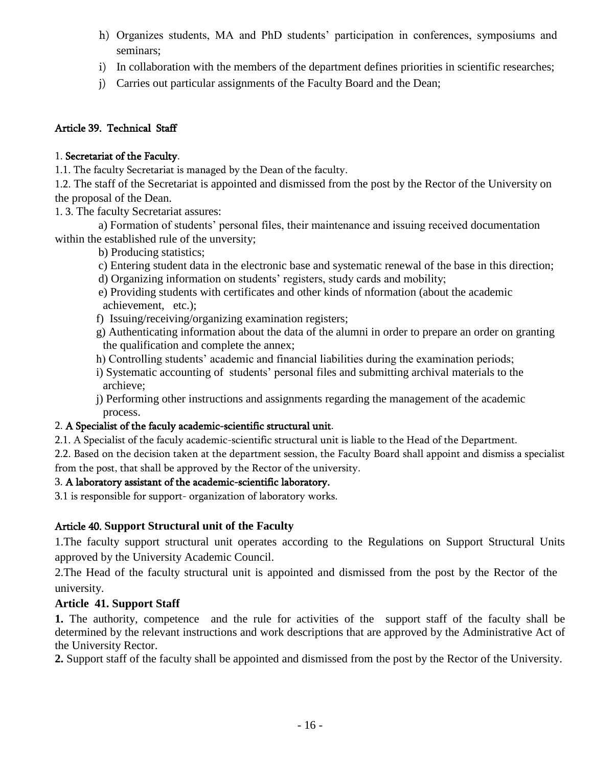h) Organizes students, MA and PhD students' participation in conferences, symposiums and seminars;
i) In collaboration with the members of the department defines priorities in scientific researches;
j) Carries out particular assignments of the Faculty Board and the Dean;

### Article 39. Technical Staff

1. **Secretariat of the Faculty**.

1.1. The faculty Secretariat is managed by the Dean of the faculty.

1.2. The staff of the Secretariat is appointed and dismissed from the post by the Rector of the University on the proposal of the Dean.

1. 3. The faculty Secretariat assures:

a) Formation of students' personal files, their maintenance and issuing received documentation within the established rule of the unversity;

b) Producing statistics;

c) Entering student data in the electronic base and systematic renewal of the base in this direction;

d) Organizing information on students' registers, study cards and mobility;

e) Providing students with certificates and other kinds of nformation (about the academic achievement, etc.);

f) Issuing/receiving/organizing examination registers;

g) Authenticating information about the data of the alumni in order to prepare an order on granting the qualification and complete the annex;

h) Controlling students' academic and financial liabilities during the examination periods;

i) Systematic accounting of students' personal files and submitting archival materials to the archieve;

j) Performing other instructions and assignments regarding the management of the academic process.

2. **A Specialist of the faculy academic-scientific structural unit**.

2.1. A Specialist of the faculy academic-scientific structural unit is liable to the Head of the Department.

2.2. Based on the decision taken at the department session, the Faculty Board shall appoint and dismiss a specialist from the post, that shall be approved by the Rector of the university.

3. **A laboratory assistant of the academic-scientific laboratory.**

3.1 is responsible for support- organization of laboratory works.

### Article 40. Support Structural unit of the Faculty

1.The faculty support structural unit operates according to the Regulations on Support Structural Units approved by the University Academic Council.

2.The Head of the faculty structural unit is appointed and dismissed from the post by the Rector of the university.

### Article 41. Support Staff

**1.** The authority, competence and the rule for activities of the support staff of the faculty shall be determined by the relevant instructions and work descriptions that are approved by the Administrative Act of the University Rector.

**2.** Support staff of the faculty shall be appointed and dismissed from the post by the Rector of the University.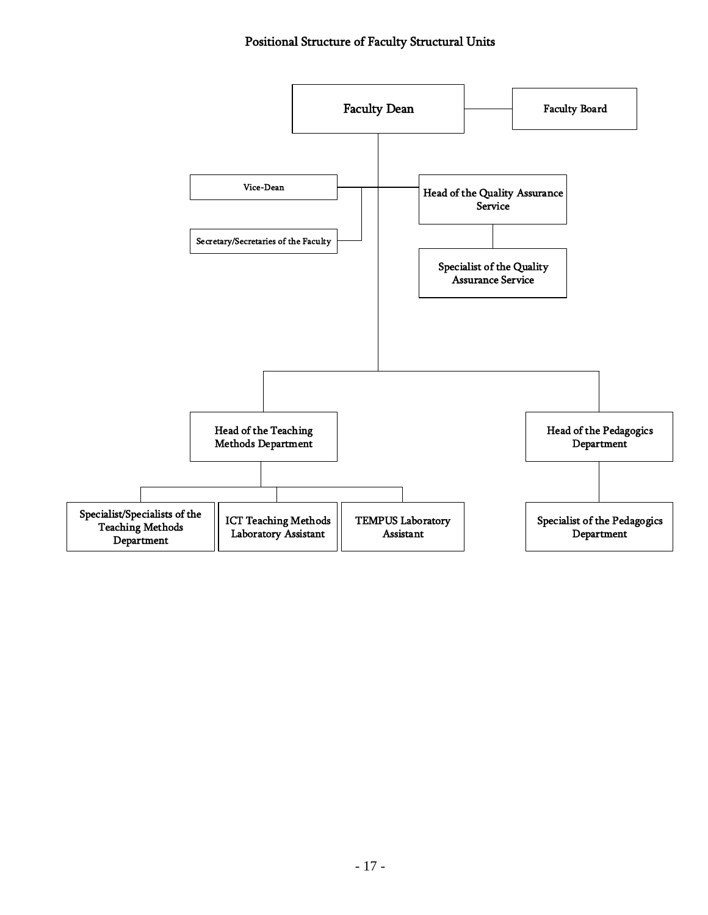## Positional Structure of Faculty Structural Units

Faculty Dean

Faculty Board

Vice-Dean

Secretary/Secretaries of the Faculty

Head of the Quality Assurance Service

Specialist of the Quality Assurance Service

Head of the Teaching Methods Department

Head of the Pedagogics Department

Specialist/Specialists of the Teaching Methods Department

ICT Teaching Methods Laboratory Assistant

TEMPUS Laboratory Assistant

Specialist of the Pedagogics Department